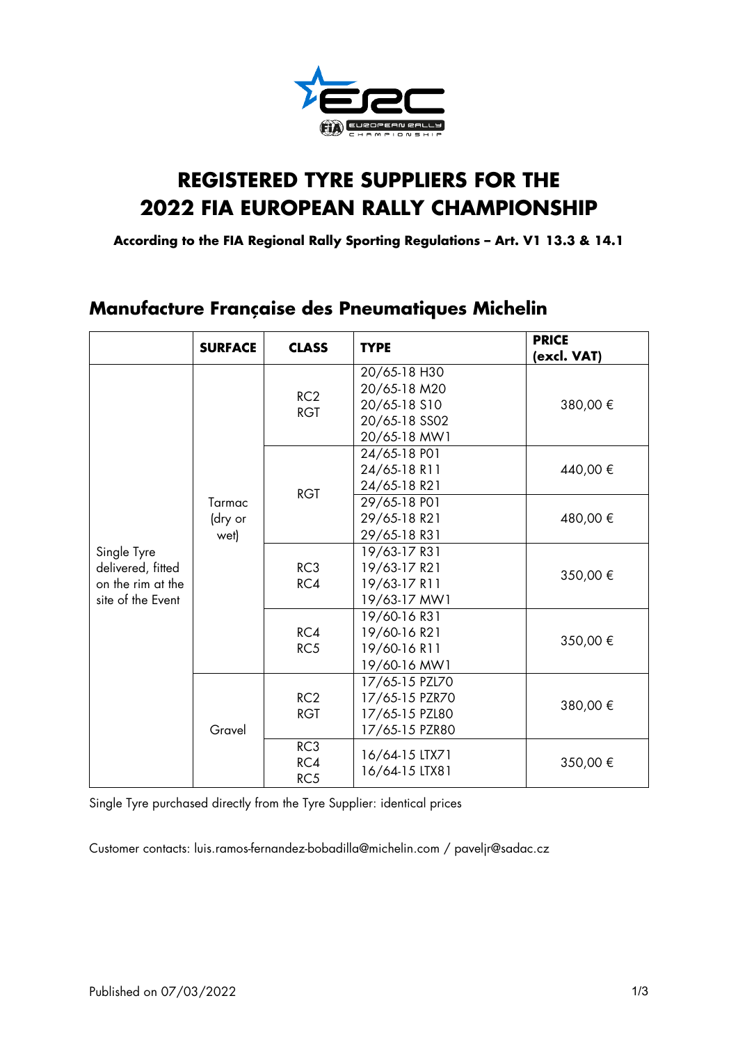# REGISTERED TYRE SUPPLIERS FOR THE 2022 FIA EUROPEAN RALLY CHAMPIONSHIP

**According to the FIA Regional Rally Sporting Regulations – Art. V1 13.3 & 14.1**

## Manufacture Française des Pneumatiques Michelin

| | SURFACE | CLASS | TYPE | PRICE (excl. VAT) |
|---|---|---|---|---|
| Single Tyre delivered, fitted on the rim at the site of the Event | Tarmac (dry or wet) | RC2 RGT | 20/65-18 H30<br>20/65-18 M20<br>20/65-18 S10<br>20/65-18 SS02<br>20/65-18 MW1 | 380,00 € |
| | | RGT | 24/65-18 P01<br>24/65-18 R11<br>24/65-18 R21 | 440,00 € |
| | | | 29/65-18 P01<br>29/65-18 R21<br>29/65-18 R31 | 480,00 € |
| | | RC3 RC4 | 19/63-17 R31<br>19/63-17 R21<br>19/63-17 R11<br>19/63-17 MW1 | 350,00 € |
| | | RC4 RC5 | 19/60-16 R31<br>19/60-16 R21<br>19/60-16 R11<br>19/60-16 MW1 | 350,00 € |
| | Gravel | RC2 RGT | 17/65-15 PZL70<br>17/65-15 PZR70<br>17/65-15 PZL80<br>17/65-15 PZR80 | 380,00 € |
| | | RC3 RC4 RC5 | 16/64-15 LTX71<br>16/64-15 LTX81 | 350,00 € |

Single Tyre purchased directly from the Tyre Supplier: identical prices

Customer contacts: luis.ramos-fernandez-bobadilla@michelin.com / paveljr@sadac.cz

Published on 07/03/2022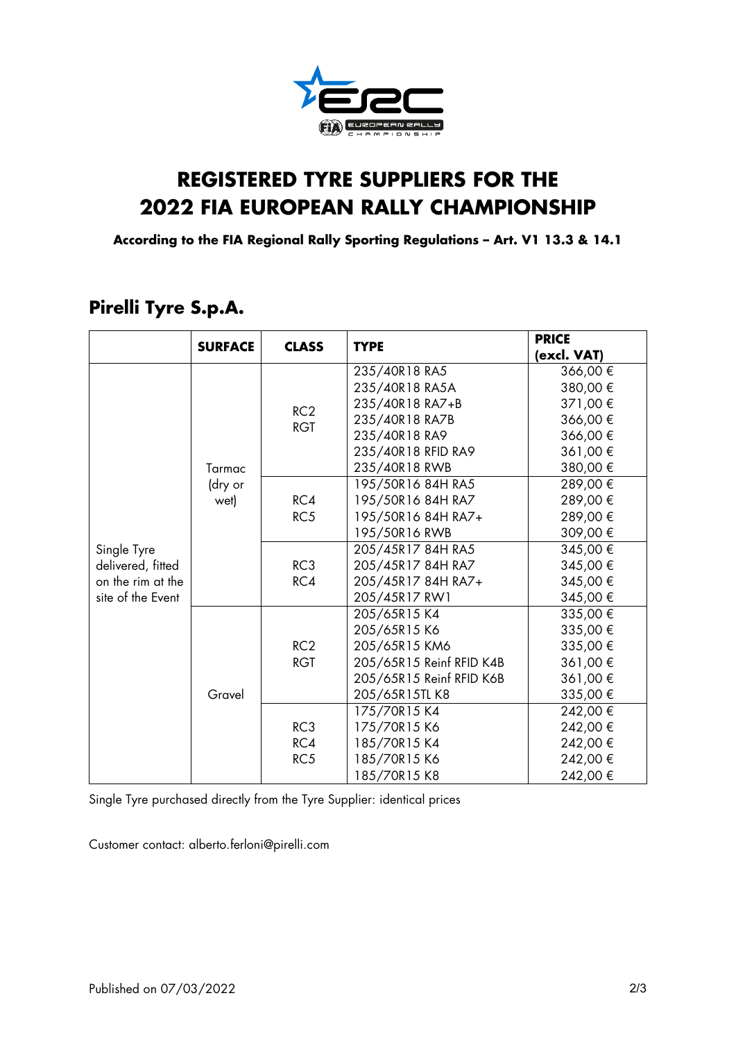# REGISTERED TYRE SUPPLIERS FOR THE 2022 FIA EUROPEAN RALLY CHAMPIONSHIP

**According to the FIA Regional Rally Sporting Regulations – Art. V1 13.3 & 14.1**

## Pirelli Tyre S.p.A.

| | SURFACE | CLASS | TYPE | PRICE (excl. VAT) |
|---|---|---|---|---|
| Single Tyre delivered, fitted on the rim at the site of the Event | Tarmac (dry or wet) | RC2 RGT | 235/40R18 RA5 | 366,00 € |
| | | | 235/40R18 RA5A | 380,00 € |
| | | | 235/40R18 RA7+B | 371,00 € |
| | | | 235/40R18 RA7B | 366,00 € |
| | | | 235/40R18 RA9 | 366,00 € |
| | | | 235/40R18 RFID RA9 | 361,00 € |
| | | | 235/40R18 RWB | 380,00 € |
| | | RC4 RC5 | 195/50R16 84H RA5 | 289,00 € |
| | | | 195/50R16 84H RA7 | 289,00 € |
| | | | 195/50R16 84H RA7+ | 289,00 € |
| | | | 195/50R16 RWB | 309,00 € |
| | | RC3 RC4 | 205/45R17 84H RA5 | 345,00 € |
| | | | 205/45R17 84H RA7 | 345,00 € |
| | | | 205/45R17 84H RA7+ | 345,00 € |
| | | | 205/45R17 RW1 | 345,00 € |
| | Gravel | RC2 RGT | 205/65R15 K4 | 335,00 € |
| | | | 205/65R15 K6 | 335,00 € |
| | | | 205/65R15 KM6 | 335,00 € |
| | | | 205/65R15 Reinf RFID K4B | 361,00 € |
| | | | 205/65R15 Reinf RFID K6B | 361,00 € |
| | | | 205/65R15TL K8 | 335,00 € |
| | | RC3 RC4 RC5 | 175/70R15 K4 | 242,00 € |
| | | | 175/70R15 K6 | 242,00 € |
| | | | 185/70R15 K4 | 242,00 € |
| | | | 185/70R15 K6 | 242,00 € |
| | | | 185/70R15 K8 | 242,00 € |

Single Tyre purchased directly from the Tyre Supplier: identical prices

Customer contact: alberto.ferloni@pirelli.com

Published on 07/03/2022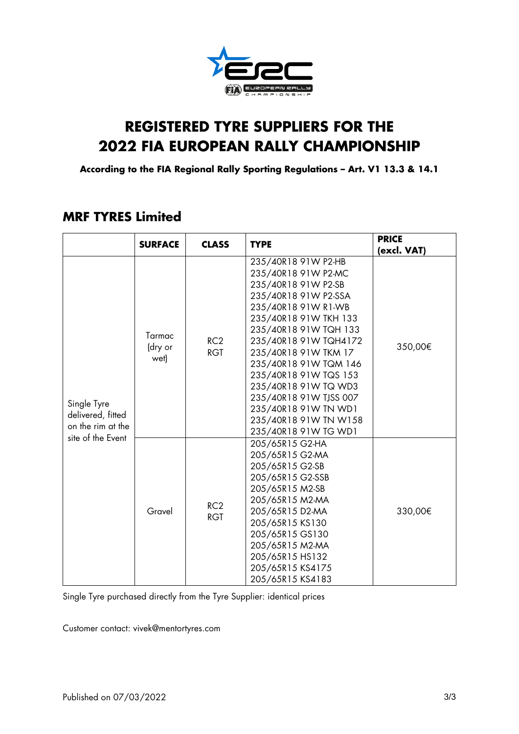# REGISTERED TYRE SUPPLIERS FOR THE 2022 FIA EUROPEAN RALLY CHAMPIONSHIP

**According to the FIA Regional Rally Sporting Regulations – Art. V1 13.3 & 14.1**

## MRF TYRES Limited

| | SURFACE | CLASS | TYPE | PRICE (excl. VAT) |
|---|---|---|---|---|
| Single Tyre delivered, fitted on the rim at the site of the Event | Tarmac (dry or wet) | RC2 RGT | 235/40R18 91W P2-HB<br>235/40R18 91W P2-MC<br>235/40R18 91W P2-SB<br>235/40R18 91W P2-SSA<br>235/40R18 91W R1-WB<br>235/40R18 91W TKH 133<br>235/40R18 91W TQH 133<br>235/40R18 91W TQH4172<br>235/40R18 91W TKM 17<br>235/40R18 91W TQM 146<br>235/40R18 91W TQS 153<br>235/40R18 91W TQ WD3<br>235/40R18 91W TJSS 007<br>235/40R18 91W TN WD1<br>235/40R18 91W TN W158<br>235/40R18 91W TG WD1 | 350,00€ |
| | Gravel | RC2 RGT | 205/65R15 G2-HA<br>205/65R15 G2-MA<br>205/65R15 G2-SB<br>205/65R15 G2-SSB<br>205/65R15 M2-SB<br>205/65R15 M2-MA<br>205/65R15 D2-MA<br>205/65R15 KS130<br>205/65R15 GS130<br>205/65R15 M2-MA<br>205/65R15 HS132<br>205/65R15 KS4175<br>205/65R15 KS4183 | 330,00€ |

Single Tyre purchased directly from the Tyre Supplier: identical prices

Customer contact: vivek@mentortyres.com

Published on 07/03/2022